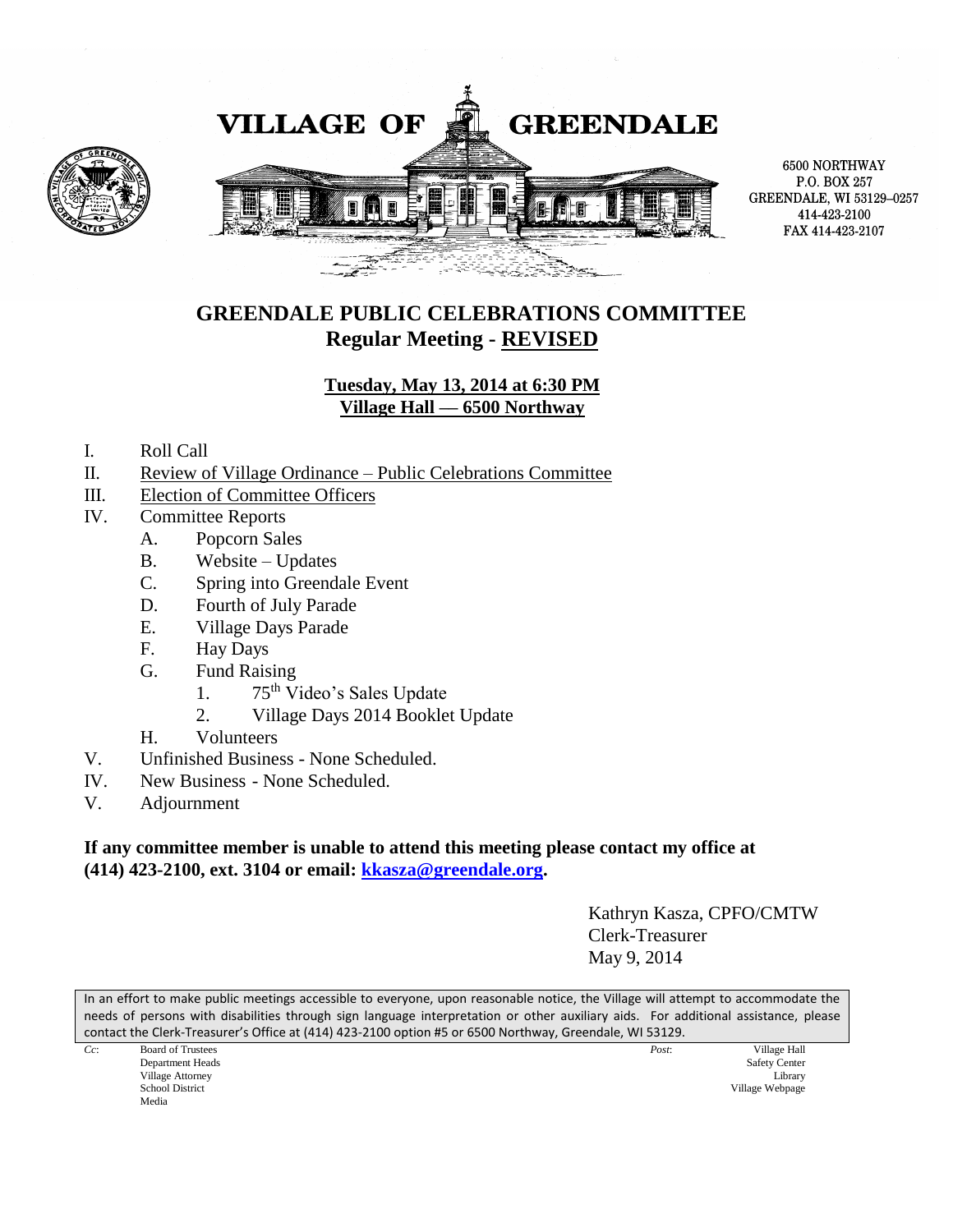VILLAGE OF GREENDALE

6500 NORTHWAY
P.O. BOX 257
GREENDALE, WI 53129–0257
414-423-2100
FAX 414-423-2107

## GREENDALE PUBLIC CELEBRATIONS COMMITTEE
## Regular Meeting - REVISED

**Tuesday, May 13, 2014 at 6:30 PM**
**Village Hall — 6500 Northway**

I. Roll Call
II. Review of Village Ordinance – Public Celebrations Committee
III. Election of Committee Officers
IV. Committee Reports
   A. Popcorn Sales
   B. Website – Updates
   C. Spring into Greendale Event
   D. Fourth of July Parade
   E. Village Days Parade
   F. Hay Days
   G. Fund Raising
      1. 75th Video's Sales Update
      2. Village Days 2014 Booklet Update
   H. Volunteers
V. Unfinished Business - None Scheduled.
IV. New Business - None Scheduled.
V. Adjournment

**If any committee member is unable to attend this meeting please contact my office at (414) 423-2100, ext. 3104 or email: kkasza@greendale.org.**

Kathryn Kasza, CPFO/CMTW
Clerk-Treasurer
May 9, 2014

In an effort to make public meetings accessible to everyone, upon reasonable notice, the Village will attempt to accommodate the needs of persons with disabilities through sign language interpretation or other auxiliary aids. For additional assistance, please contact the Clerk-Treasurer's Office at (414) 423-2100 option #5 or 6500 Northway, Greendale, WI 53129.

*Cc*: Board of Trustees
Department Heads
Village Attorney
School District
Media

*Post*: Village Hall
Safety Center
Library
Village Webpage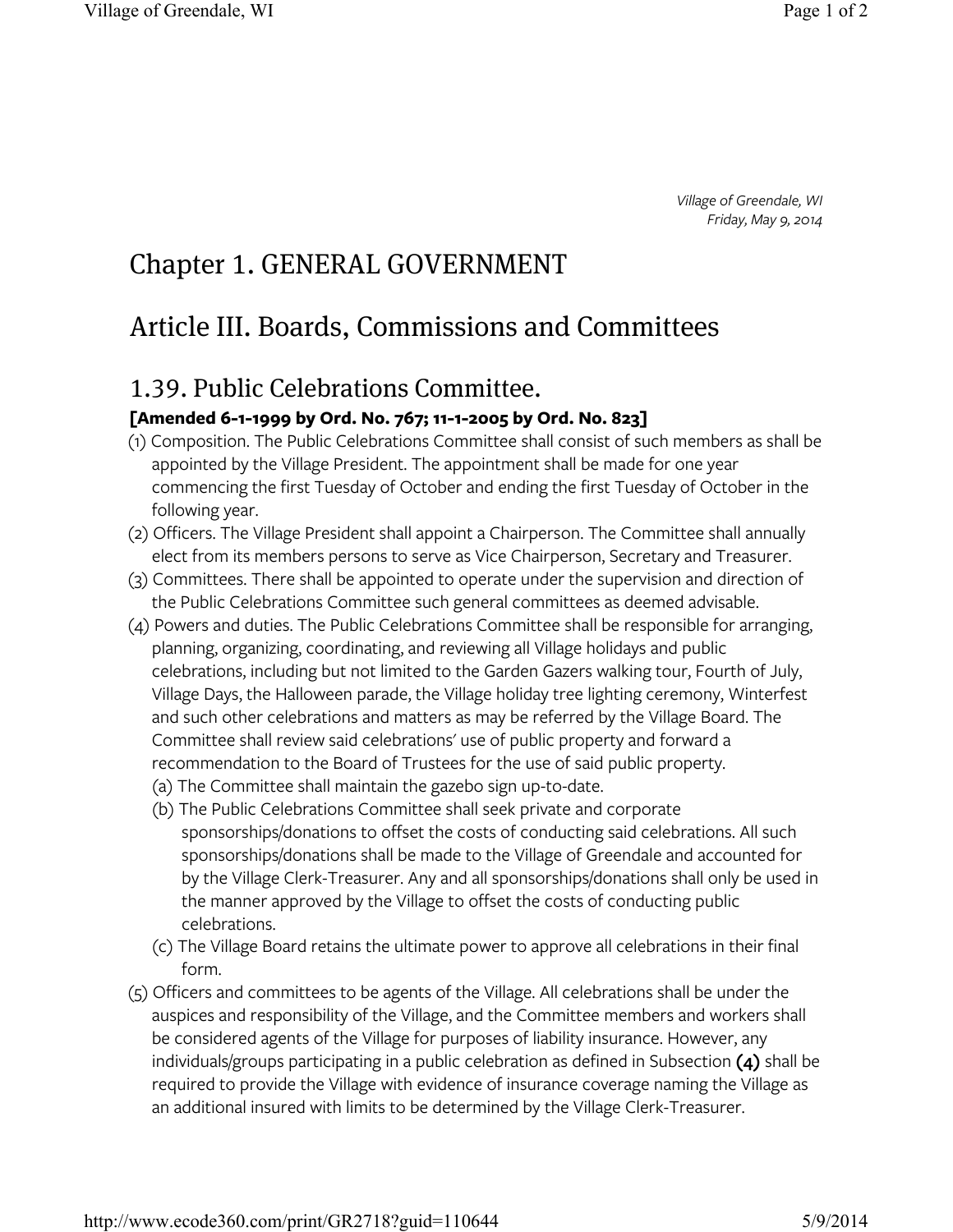*Village of Greendale, WI*
*Friday, May 9, 2014*

# Chapter 1. GENERAL GOVERNMENT

# Article III. Boards, Commissions and Committees

## 1.39. Public Celebrations Committee.

**[Amended 6-1-1999 by Ord. No. 767; 11-1-2005 by Ord. No. 823]**

(1) Composition. The Public Celebrations Committee shall consist of such members as shall be appointed by the Village President. The appointment shall be made for one year commencing the first Tuesday of October and ending the first Tuesday of October in the following year.

(2) Officers. The Village President shall appoint a Chairperson. The Committee shall annually elect from its members persons to serve as Vice Chairperson, Secretary and Treasurer.

(3) Committees. There shall be appointed to operate under the supervision and direction of the Public Celebrations Committee such general committees as deemed advisable.

(4) Powers and duties. The Public Celebrations Committee shall be responsible for arranging, planning, organizing, coordinating, and reviewing all Village holidays and public celebrations, including but not limited to the Garden Gazers walking tour, Fourth of July, Village Days, the Halloween parade, the Village holiday tree lighting ceremony, Winterfest and such other celebrations and matters as may be referred by the Village Board. The Committee shall review said celebrations' use of public property and forward a recommendation to the Board of Trustees for the use of said public property.

(a) The Committee shall maintain the gazebo sign up-to-date.

(b) The Public Celebrations Committee shall seek private and corporate sponsorships/donations to offset the costs of conducting said celebrations. All such sponsorships/donations shall be made to the Village of Greendale and accounted for by the Village Clerk-Treasurer. Any and all sponsorships/donations shall only be used in the manner approved by the Village to offset the costs of conducting public celebrations.

(c) The Village Board retains the ultimate power to approve all celebrations in their final form.

(5) Officers and committees to be agents of the Village. All celebrations shall be under the auspices and responsibility of the Village, and the Committee members and workers shall be considered agents of the Village for purposes of liability insurance. However, any individuals/groups participating in a public celebration as defined in Subsection **(4)** shall be required to provide the Village with evidence of insurance coverage naming the Village as an additional insured with limits to be determined by the Village Clerk-Treasurer.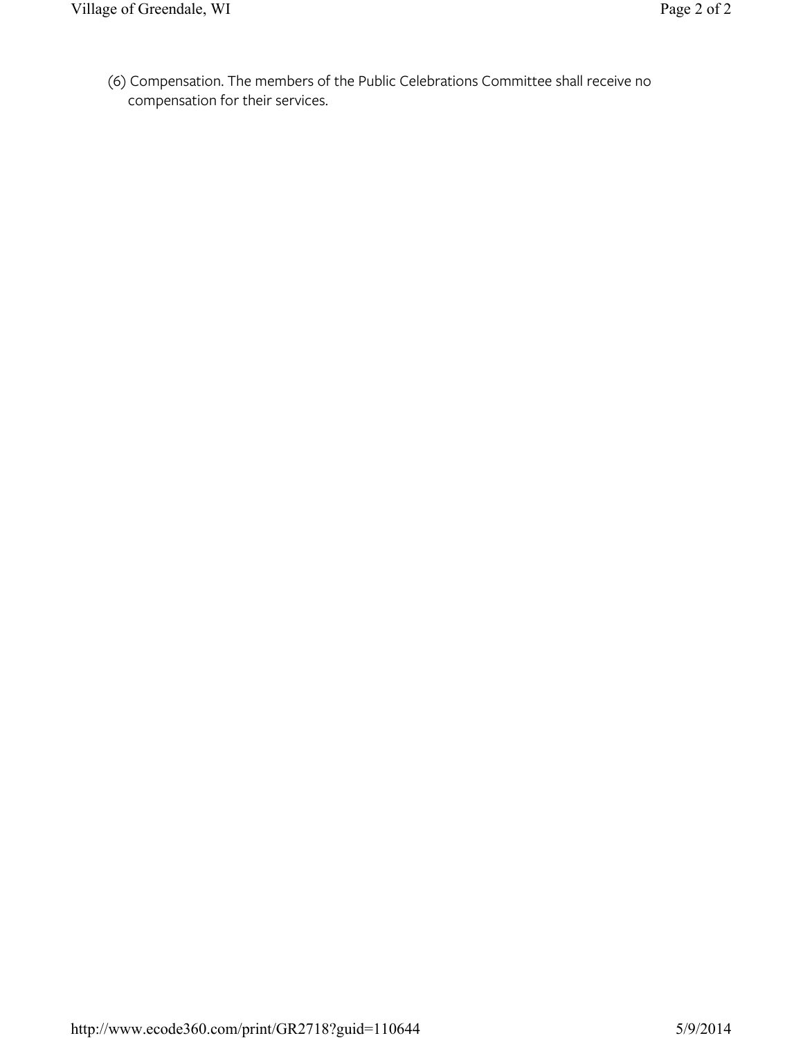(6) Compensation. The members of the Public Celebrations Committee shall receive no compensation for their services.